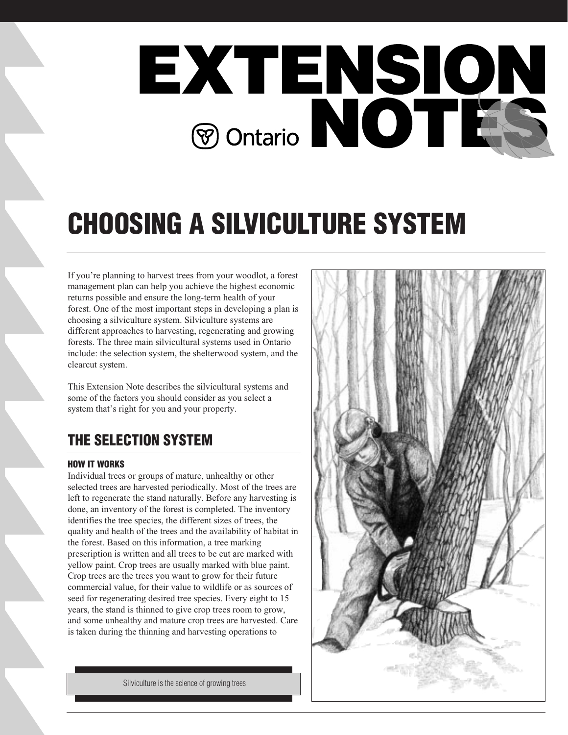# EXTENSION NOTES

Ontario

# CHOOSING A SILVICULTURE SYSTEM

If you're planning to harvest trees from your woodlot, a forest management plan can help you achieve the highest economic returns possible and ensure the long-term health of your forest. One of the most important steps in developing a plan is choosing a silviculture system. Silviculture systems are different approaches to harvesting, regenerating and growing forests. The three main silvicultural systems used in Ontario include: the selection system, the shelterwood system, and the clearcut system.

This Extension Note describes the silvicultural systems and some of the factors you should consider as you select a system that's right for you and your property.

## THE SELECTION SYSTEM

### HOW IT WORKS

Individual trees or groups of mature, unhealthy or other selected trees are harvested periodically. Most of the trees are left to regenerate the stand naturally. Before any harvesting is done, an inventory of the forest is completed. The inventory identifies the tree species, the different sizes of trees, the quality and health of the trees and the availability of habitat in the forest. Based on this information, a tree marking prescription is written and all trees to be cut are marked with yellow paint. Crop trees are usually marked with blue paint. Crop trees are the trees you want to grow for their future commercial value, for their value to wildlife or as sources of seed for regenerating desired tree species. Every eight to 15 years, the stand is thinned to give crop trees room to grow, and some unhealthy and mature crop trees are harvested. Care is taken during the thinning and harvesting operations to

Silviculture is the science of growing trees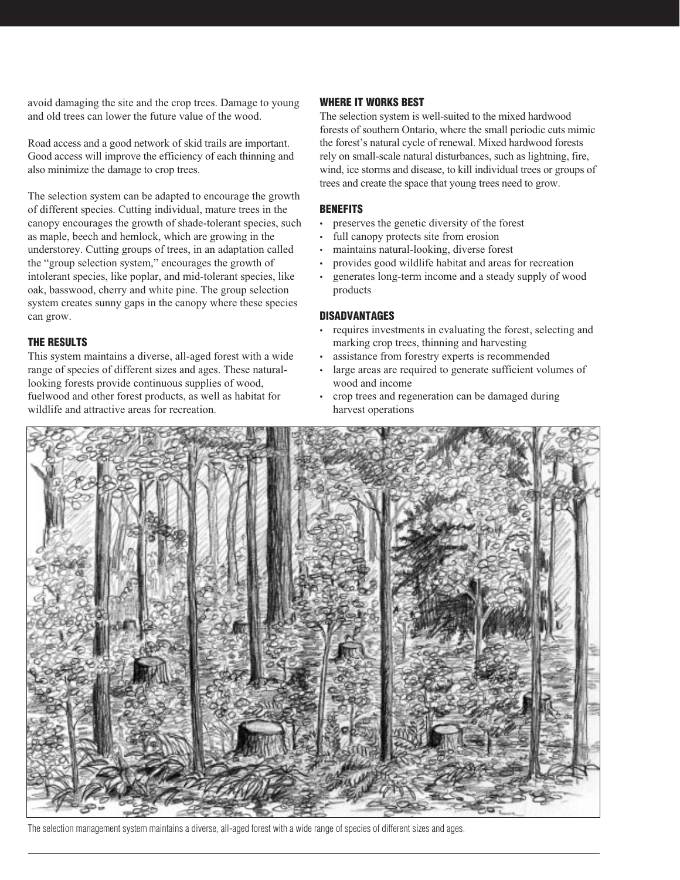avoid damaging the site and the crop trees. Damage to young and old trees can lower the future value of the wood.

Road access and a good network of skid trails are important. Good access will improve the efficiency of each thinning and also minimize the damage to crop trees.

The selection system can be adapted to encourage the growth of different species. Cutting individual, mature trees in the canopy encourages the growth of shade-tolerant species, such as maple, beech and hemlock, which are growing in the understorey. Cutting groups of trees, in an adaptation called the "group selection system," encourages the growth of intolerant species, like poplar, and mid-tolerant species, like oak, basswood, cherry and white pine. The group selection system creates sunny gaps in the canopy where these species can grow.

## THE RESULTS

This system maintains a diverse, all-aged forest with a wide range of species of different sizes and ages. These natural-looking forests provide continuous supplies of wood, fuelwood and other forest products, as well as habitat for wildlife and attractive areas for recreation.

## WHERE IT WORKS BEST

The selection system is well-suited to the mixed hardwood forests of southern Ontario, where the small periodic cuts mimic the forest's natural cycle of renewal. Mixed hardwood forests rely on small-scale natural disturbances, such as lightning, fire, wind, ice storms and disease, to kill individual trees or groups of trees and create the space that young trees need to grow.

## BENEFITS

- preserves the genetic diversity of the forest
- full canopy protects site from erosion
- maintains natural-looking, diverse forest
- provides good wildlife habitat and areas for recreation
- generates long-term income and a steady supply of wood products

## DISADVANTAGES

- requires investments in evaluating the forest, selecting and marking crop trees, thinning and harvesting
- assistance from forestry experts is recommended
- large areas are required to generate sufficient volumes of wood and income
- crop trees and regeneration can be damaged during harvest operations

The selection management system maintains a diverse, all-aged forest with a wide range of species of different sizes and ages.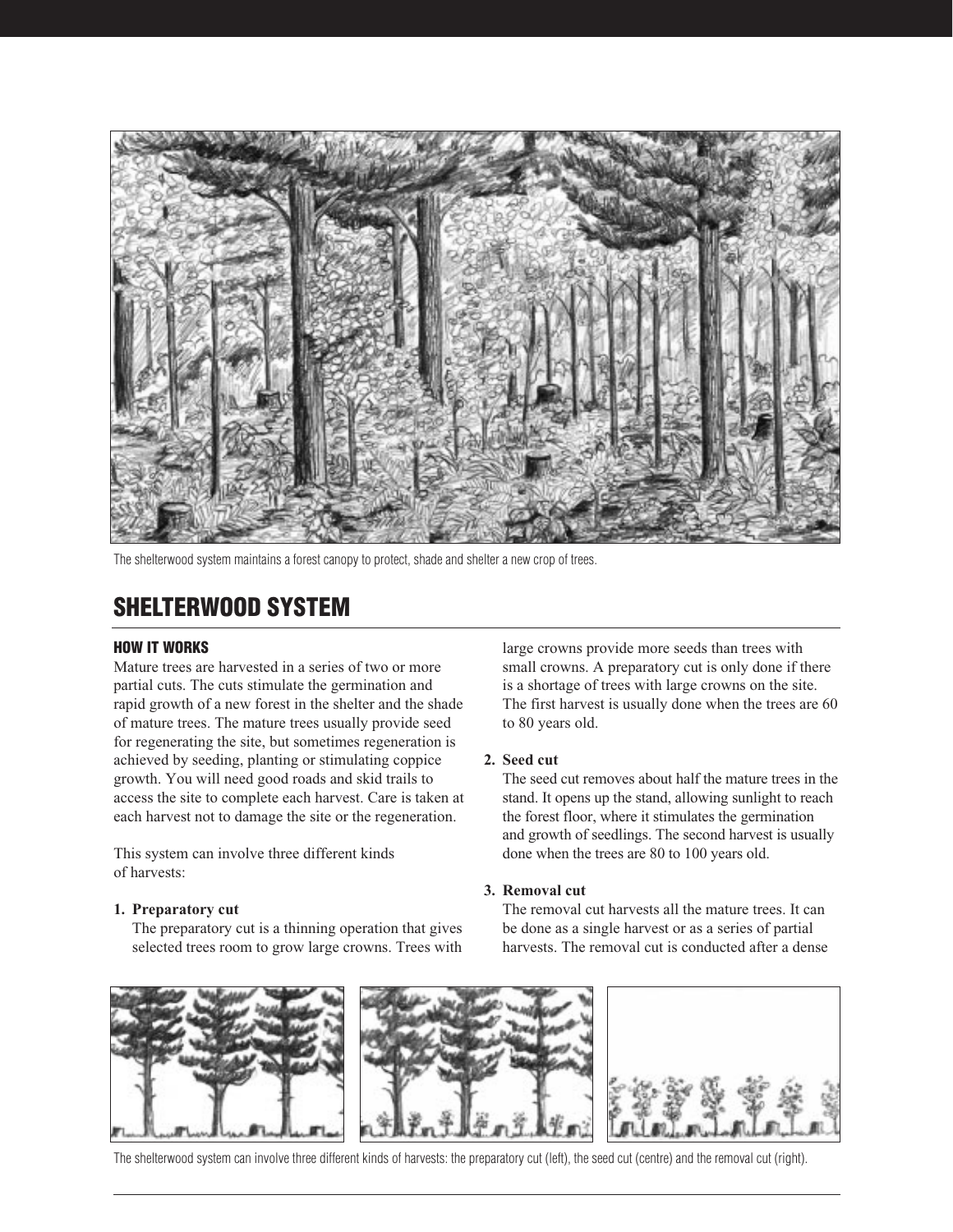The shelterwood system maintains a forest canopy to protect, shade and shelter a new crop of trees.

## SHELTERWOOD SYSTEM

### HOW IT WORKS

Mature trees are harvested in a series of two or more partial cuts. The cuts stimulate the germination and rapid growth of a new forest in the shelter and the shade of mature trees. The mature trees usually provide seed for regenerating the site, but sometimes regeneration is achieved by seeding, planting or stimulating coppice growth. You will need good roads and skid trails to access the site to complete each harvest. Care is taken at each harvest not to damage the site or the regeneration.

This system can involve three different kinds of harvests:

1. **Preparatory cut**
   The preparatory cut is a thinning operation that gives selected trees room to grow large crowns. Trees with large crowns provide more seeds than trees with small crowns. A preparatory cut is only done if there is a shortage of trees with large crowns on the site. The first harvest is usually done when the trees are 60 to 80 years old.

2. **Seed cut**
   The seed cut removes about half the mature trees in the stand. It opens up the stand, allowing sunlight to reach the forest floor, where it stimulates the germination and growth of seedlings. The second harvest is usually done when the trees are 80 to 100 years old.

3. **Removal cut**
   The removal cut harvests all the mature trees. It can be done as a single harvest or as a series of partial harvests. The removal cut is conducted after a dense

The shelterwood system can involve three different kinds of harvests: the preparatory cut (left), the seed cut (centre) and the removal cut (right).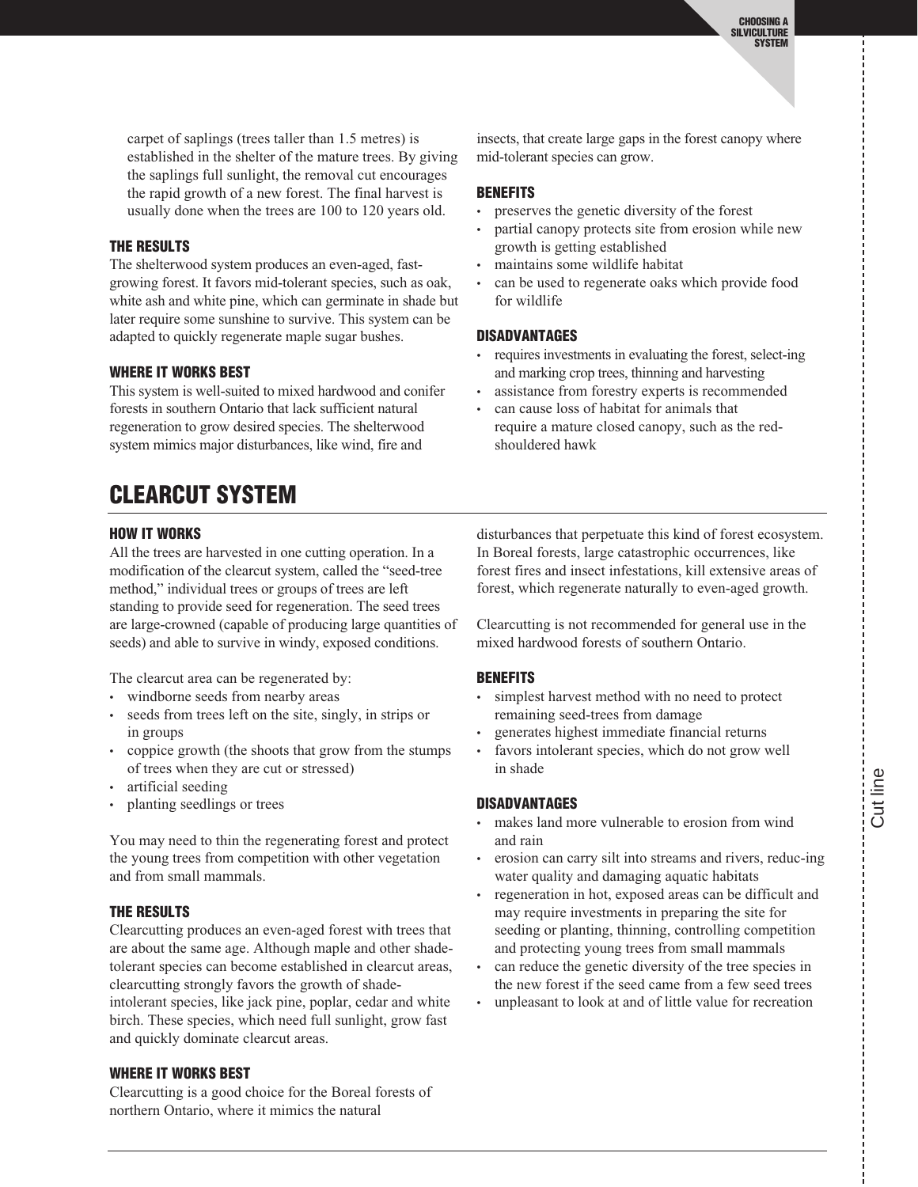carpet of saplings (trees taller than 1.5 metres) is established in the shelter of the mature trees. By giving the saplings full sunlight, the removal cut encourages the rapid growth of a new forest. The final harvest is usually done when the trees are 100 to 120 years old.

### THE RESULTS

The shelterwood system produces an even-aged, fast-growing forest. It favors mid-tolerant species, such as oak, white ash and white pine, which can germinate in shade but later require some sunshine to survive. This system can be adapted to quickly regenerate maple sugar bushes.

### WHERE IT WORKS BEST

This system is well-suited to mixed hardwood and conifer forests in southern Ontario that lack sufficient natural regeneration to grow desired species. The shelterwood system mimics major disturbances, like wind, fire and insects, that create large gaps in the forest canopy where mid-tolerant species can grow.

### BENEFITS

- preserves the genetic diversity of the forest
- partial canopy protects site from erosion while new growth is getting established
- maintains some wildlife habitat
- can be used to regenerate oaks which provide food for wildlife

### DISADVANTAGES

- requires investments in evaluating the forest, select-ing and marking crop trees, thinning and harvesting
- assistance from forestry experts is recommended
- can cause loss of habitat for animals that require a mature closed canopy, such as the red-shouldered hawk

## CLEARCUT SYSTEM

### HOW IT WORKS

All the trees are harvested in one cutting operation. In a modification of the clearcut system, called the "seed-tree method," individual trees or groups of trees are left standing to provide seed for regeneration. The seed trees are large-crowned (capable of producing large quantities of seeds) and able to survive in windy, exposed conditions.

The clearcut area can be regenerated by:

- windborne seeds from nearby areas
- seeds from trees left on the site, singly, in strips or in groups
- coppice growth (the shoots that grow from the stumps of trees when they are cut or stressed)
- artificial seeding
- planting seedlings or trees

You may need to thin the regenerating forest and protect the young trees from competition with other vegetation and from small mammals.

### THE RESULTS

Clearcutting produces an even-aged forest with trees that are about the same age. Although maple and other shade-tolerant species can become established in clearcut areas, clearcutting strongly favors the growth of shade-intolerant species, like jack pine, poplar, cedar and white birch. These species, which need full sunlight, grow fast and quickly dominate clearcut areas.

### WHERE IT WORKS BEST

Clearcutting is a good choice for the Boreal forests of northern Ontario, where it mimics the natural disturbances that perpetuate this kind of forest ecosystem. In Boreal forests, large catastrophic occurrences, like forest fires and insect infestations, kill extensive areas of forest, which regenerate naturally to even-aged growth.

Clearcutting is not recommended for general use in the mixed hardwood forests of southern Ontario.

### BENEFITS

- simplest harvest method with no need to protect remaining seed-trees from damage
- generates highest immediate financial returns
- favors intolerant species, which do not grow well in shade

### DISADVANTAGES

- makes land more vulnerable to erosion from wind and rain
- erosion can carry silt into streams and rivers, reduc-ing water quality and damaging aquatic habitats
- regeneration in hot, exposed areas can be difficult and may require investments in preparing the site for seeding or planting, thinning, controlling competition and protecting young trees from small mammals
- can reduce the genetic diversity of the tree species in the new forest if the seed came from a few seed trees
- unpleasant to look at and of little value for recreation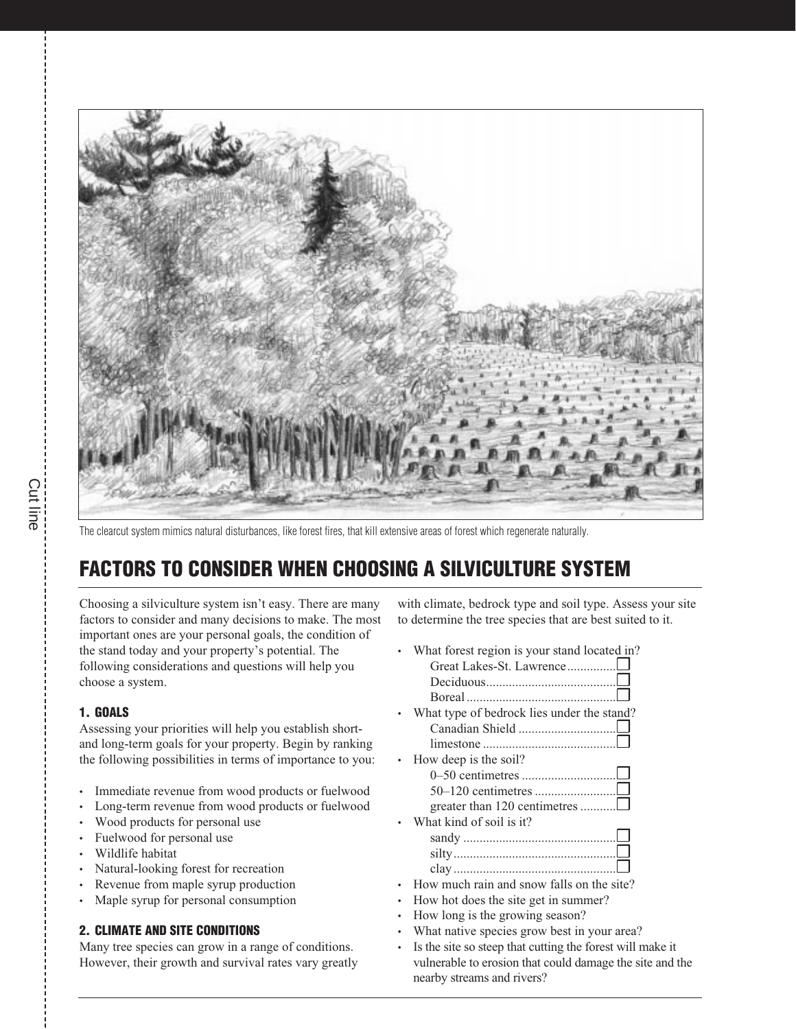The clearcut system mimics natural disturbances, like forest fires, that kill extensive areas of forest which regenerate naturally.

## FACTORS TO CONSIDER WHEN CHOOSING A SILVICULTURE SYSTEM

Choosing a silviculture system isn't easy. There are many factors to consider and many decisions to make. The most important ones are your personal goals, the condition of the stand today and your property's potential. The following considerations and questions will help you choose a system.

### 1. GOALS

Assessing your priorities will help you establish short- and long-term goals for your property. Begin by ranking the following possibilities in terms of importance to you:

- Immediate revenue from wood products or fuelwood
- Long-term revenue from wood products or fuelwood
- Wood products for personal use
- Fuelwood for personal use
- Wildlife habitat
- Natural-looking forest for recreation
- Revenue from maple syrup production
- Maple syrup for personal consumption

### 2. CLIMATE AND SITE CONDITIONS

Many tree species can grow in a range of conditions. However, their growth and survival rates vary greatly with climate, bedrock type and soil type. Assess your site to determine the tree species that are best suited to it.

- What forest region is your stand located in?
  - Great Lakes-St. Lawrence ☐
  - Deciduous ☐
  - Boreal ☐
- What type of bedrock lies under the stand?
  - Canadian Shield ☐
  - limestone ☐
- How deep is the soil?
  - 0–50 centimetres ☐
  - 50–120 centimetres ☐
  - greater than 120 centimetres ☐
- What kind of soil is it?
  - sandy ☐
  - silty ☐
  - clay ☐
- How much rain and snow falls on the site?
- How hot does the site get in summer?
- How long is the growing season?
- What native species grow best in your area?
- Is the site so steep that cutting the forest will make it vulnerable to erosion that could damage the site and the nearby streams and rivers?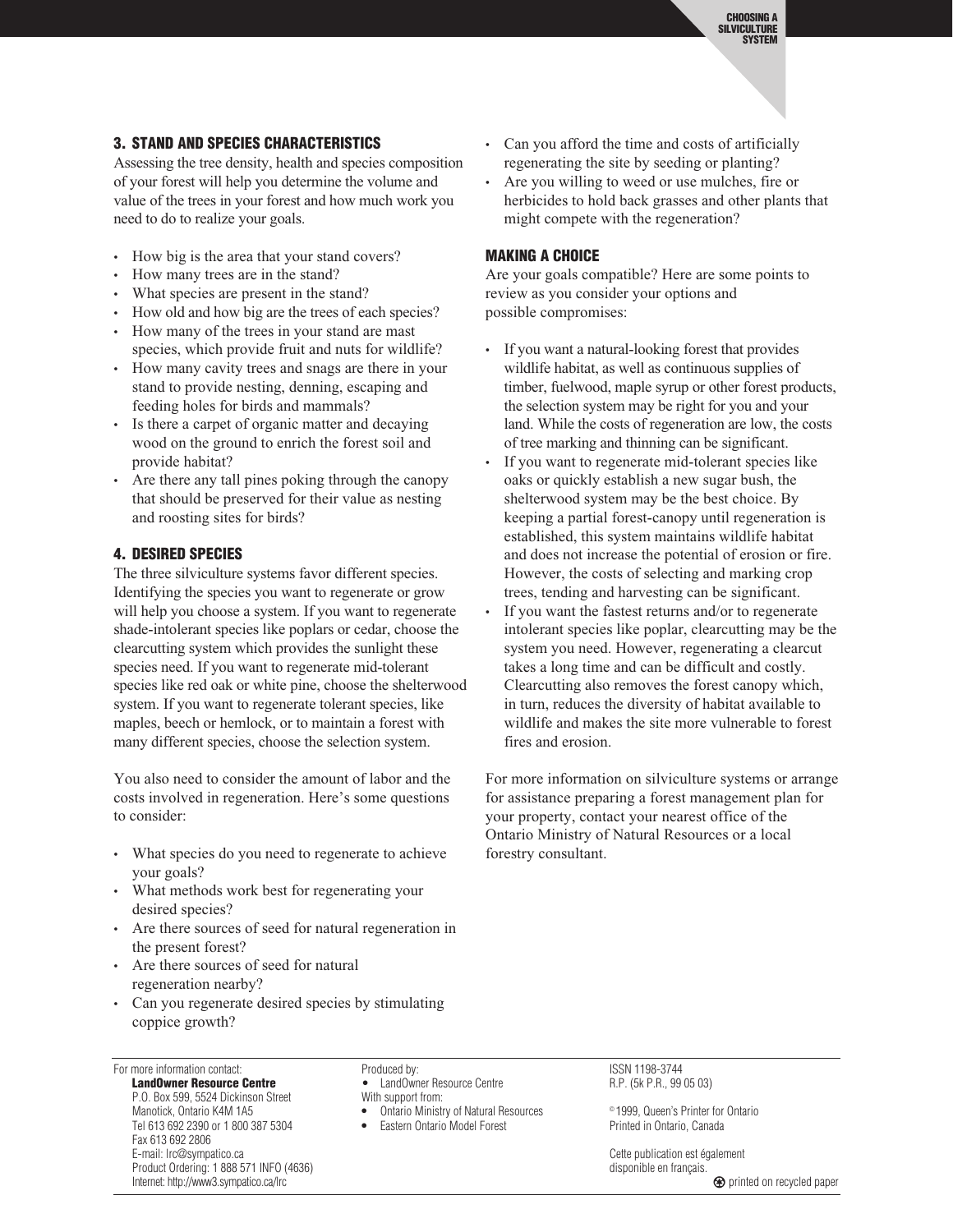### 3. STAND AND SPECIES CHARACTERISTICS

Assessing the tree density, health and species composition of your forest will help you determine the volume and value of the trees in your forest and how much work you need to do to realize your goals.

- How big is the area that your stand covers?
- How many trees are in the stand?
- What species are present in the stand?
- How old and how big are the trees of each species?
- How many of the trees in your stand are mast species, which provide fruit and nuts for wildlife?
- How many cavity trees and snags are there in your stand to provide nesting, denning, escaping and feeding holes for birds and mammals?
- Is there a carpet of organic matter and decaying wood on the ground to enrich the forest soil and provide habitat?
- Are there any tall pines poking through the canopy that should be preserved for their value as nesting and roosting sites for birds?

### 4. DESIRED SPECIES

The three silviculture systems favor different species. Identifying the species you want to regenerate or grow will help you choose a system. If you want to regenerate shade-intolerant species like poplars or cedar, choose the clearcutting system which provides the sunlight these species need. If you want to regenerate mid-tolerant species like red oak or white pine, choose the shelterwood system. If you want to regenerate tolerant species, like maples, beech or hemlock, or to maintain a forest with many different species, choose the selection system.

You also need to consider the amount of labor and the costs involved in regeneration. Here's some questions to consider:

- What species do you need to regenerate to achieve your goals?
- What methods work best for regenerating your desired species?
- Are there sources of seed for natural regeneration in the present forest?
- Are there sources of seed for natural regeneration nearby?
- Can you regenerate desired species by stimulating coppice growth?
- Can you afford the time and costs of artificially regenerating the site by seeding or planting?
- Are you willing to weed or use mulches, fire or herbicides to hold back grasses and other plants that might compete with the regeneration?

### MAKING A CHOICE

Are your goals compatible? Here are some points to review as you consider your options and possible compromises:

- If you want a natural-looking forest that provides wildlife habitat, as well as continuous supplies of timber, fuelwood, maple syrup or other forest products, the selection system may be right for you and your land. While the costs of regeneration are low, the costs of tree marking and thinning can be significant.
- If you want to regenerate mid-tolerant species like oaks or quickly establish a new sugar bush, the shelterwood system may be the best choice. By keeping a partial forest-canopy until regeneration is established, this system maintains wildlife habitat and does not increase the potential of erosion or fire. However, the costs of selecting and marking crop trees, tending and harvesting can be significant.
- If you want the fastest returns and/or to regenerate intolerant species like poplar, clearcutting may be the system you need. However, regenerating a clearcut takes a long time and can be difficult and costly. Clearcutting also removes the forest canopy which, in turn, reduces the diversity of habitat available to wildlife and makes the site more vulnerable to forest fires and erosion.

For more information on silviculture systems or arrange for assistance preparing a forest management plan for your property, contact your nearest office of the Ontario Ministry of Natural Resources or a local forestry consultant.

---

For more information contact:
**LandOwner Resource Centre**
P.O. Box 599, 5524 Dickinson Street
Manotick, Ontario K4M 1A5
Tel 613 692 2390 or 1 800 387 5304
Fax 613 692 2806
E-mail: lrc@sympatico.ca
Product Ordering: 1 888 571 INFO (4636)
Internet: http://www3.sympatico.ca/lrc

Produced by:
- LandOwner Resource Centre

With support from:
- Ontario Ministry of Natural Resources
- Eastern Ontario Model Forest

ISSN 1198-3744
R.P. (5k P.R., 99 05 03)

© 1999, Queen's Printer for Ontario
Printed in Ontario, Canada

Cette publication est également disponible en français.

printed on recycled paper